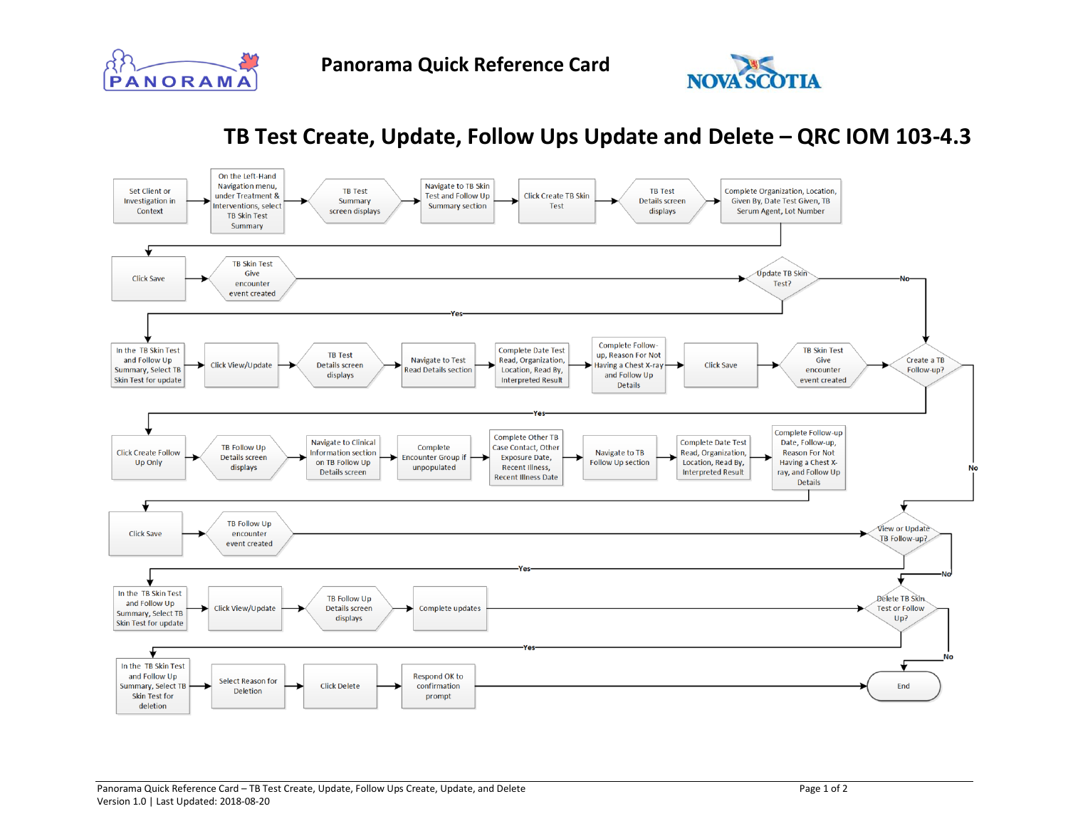Panorama Quick Reference Card

# TB Test Create, Update, Follow Ups Update and Delete – QRC IOM 103-4.3

1. Set Client or Investigation in Context
2. On the Left-Hand Navigation menu, under Treatment & Interventions, select TB Skin Test Summary
3. TB Test Summary screen displays
4. Navigate to TB Skin Test and Follow Up Summary section
5. Click Create TB Skin Test
6. TB Test Details screen displays
7. Complete Organization, Location, Given By, Date Test Given, TB Serum Agent, Lot Number
8. Click Save
9. TB Skin Test Give encounter event created
10. **Update TB Skin Test?**
    - **Yes:**
      1. In the TB Skin Test and Follow Up Summary, Select TB Skin Test for update
      2. Click View/Update
      3. TB Test Details screen displays
      4. Navigate to Test Read Details section
      5. Complete Date Test Read, Organization, Location, Read By, Interpreted Result
      6. Complete Follow-up, Reason For Not Having a Chest X-ray and Follow Up Details
      7. Click Save
      8. TB Skin Test Give encounter event created
      9. Go to **Create a TB Follow-up?**
    - **No:** Go to **Create a TB Follow-up?**
11. **Create a TB Follow-up?**
    - **Yes:**
      1. Click Create Follow Up Only
      2. TB Follow Up Details screen displays
      3. Navigate to Clinical Information section on TB Follow Up Details screen
      4. Complete Encounter Group if unpopulated
      5. Complete Other TB Case Contact, Other Exposure Date, Recent Illness, Recent Illness Date
      6. Navigate to TB Follow Up section
      7. Complete Date Test Read, Organization, Location, Read By, Interpreted Result
      8. Complete Follow-up Date, Follow-up, Reason For Not Having a Chest X-ray, and Follow Up Details
      9. Click Save
      10. TB Follow Up encounter event created
      11. Go to **View or Update TB Follow-up?**
    - **No:** Go to **View or Update TB Follow-up?**
12. **View or Update TB Follow-up?**
    - **Yes:**
      1. In the TB Skin Test and Follow Up Summary, Select TB Skin Test for update
      2. Click View/Update
      3. TB Follow Up Details screen displays
      4. Complete updates
      5. Go to **Delete TB Skin Test or Follow Up?**
    - **No:** Go to **Delete TB Skin Test or Follow Up?**
13. **Delete TB Skin Test or Follow Up?**
    - **Yes:**
      1. In the TB Skin Test and Follow Up Summary, Select TB Skin Test for deletion
      2. Select Reason for Deletion
      3. Click Delete
      4. Respond OK to confirmation prompt
      5. End
    - **No:** End

Panorama Quick Reference Card – TB Test Create, Update, Follow Ups Create, Update, and Delete
Version 1.0 | Last Updated: 2018-08-20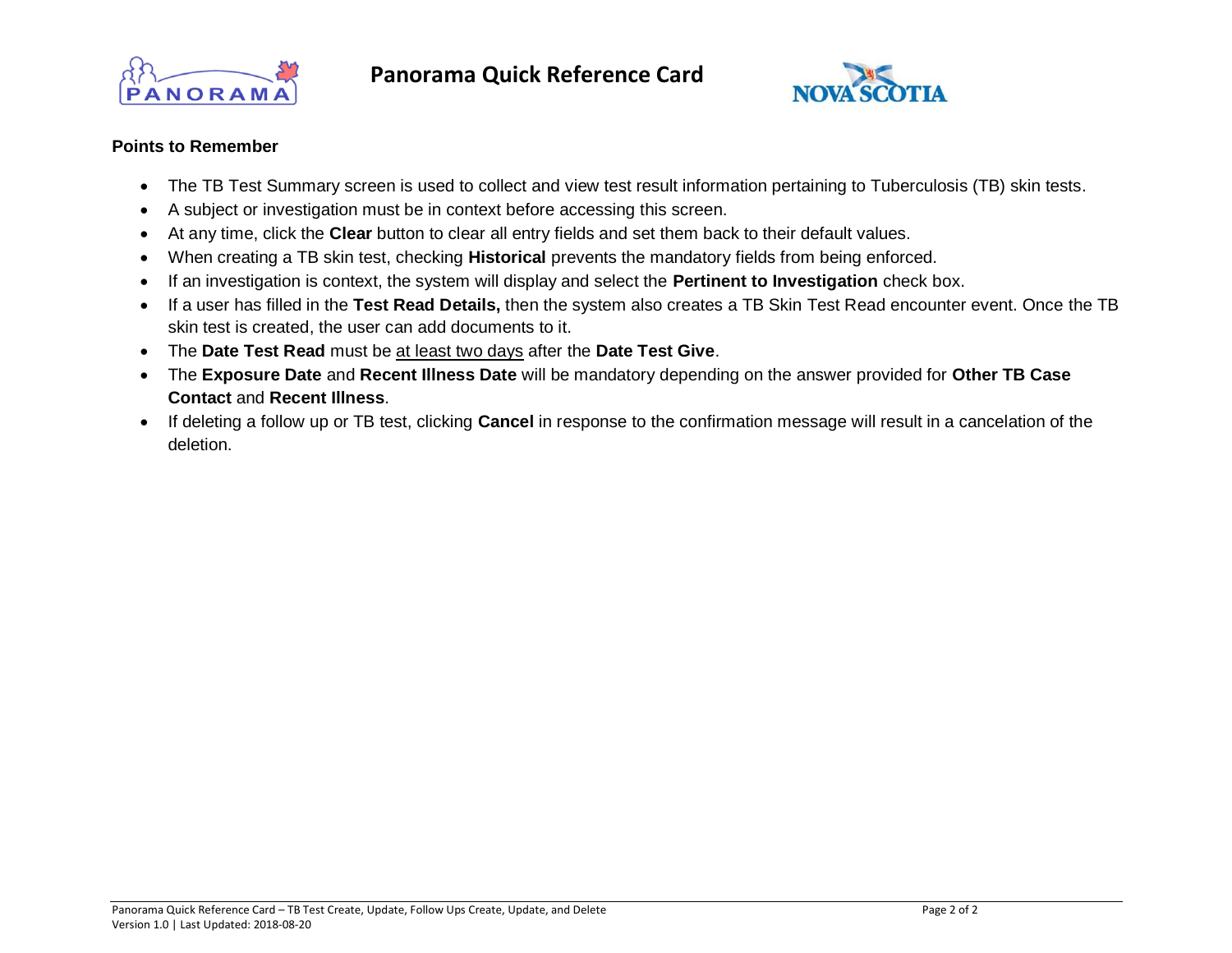## Points to Remember

- The TB Test Summary screen is used to collect and view test result information pertaining to Tuberculosis (TB) skin tests.
- A subject or investigation must be in context before accessing this screen.
- At any time, click the **Clear** button to clear all entry fields and set them back to their default values.
- When creating a TB skin test, checking **Historical** prevents the mandatory fields from being enforced.
- If an investigation is context, the system will display and select the **Pertinent to Investigation** check box.
- If a user has filled in the **Test Read Details,** then the system also creates a TB Skin Test Read encounter event. Once the TB skin test is created, the user can add documents to it.
- The **Date Test Read** must be at least two days after the **Date Test Give**.
- The **Exposure Date** and **Recent Illness Date** will be mandatory depending on the answer provided for **Other TB Case Contact** and **Recent Illness**.
- If deleting a follow up or TB test, clicking **Cancel** in response to the confirmation message will result in a cancelation of the deletion.